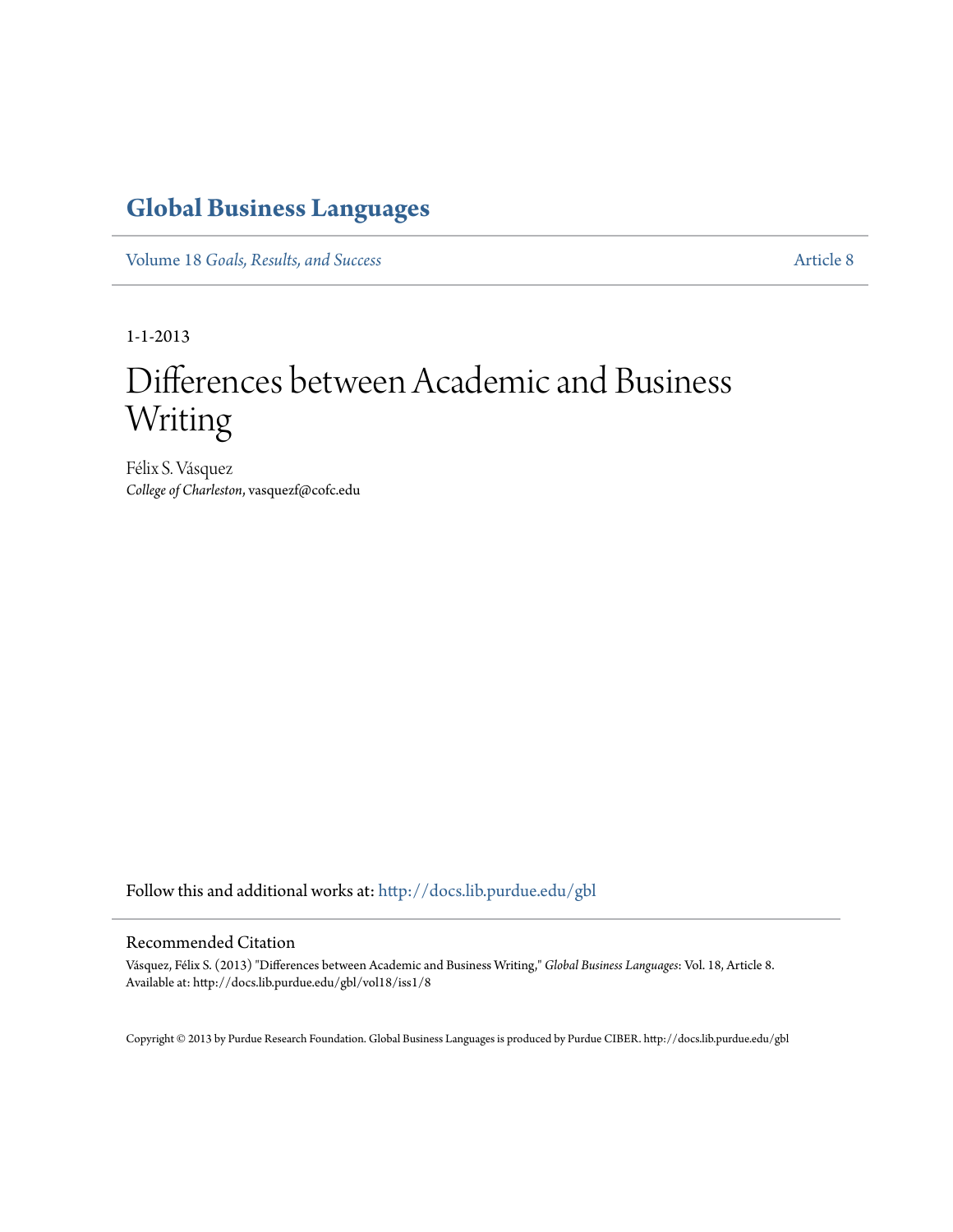**Global Business Languages**

Volume 18 *Goals, Results, and Success* — Article 8

1-1-2013

# Differences between Academic and Business Writing

Félix S. Vásquez
*College of Charleston*, vasquezf@cofc.edu

Follow this and additional works at: http://docs.lib.purdue.edu/gbl

## Recommended Citation

Vásquez, Félix S. (2013) "Differences between Academic and Business Writing," *Global Business Languages*: Vol. 18, Article 8.
Available at: http://docs.lib.purdue.edu/gbl/vol18/iss1/8

Copyright © 2013 by Purdue Research Foundation. Global Business Languages is produced by Purdue CIBER. http://docs.lib.purdue.edu/gbl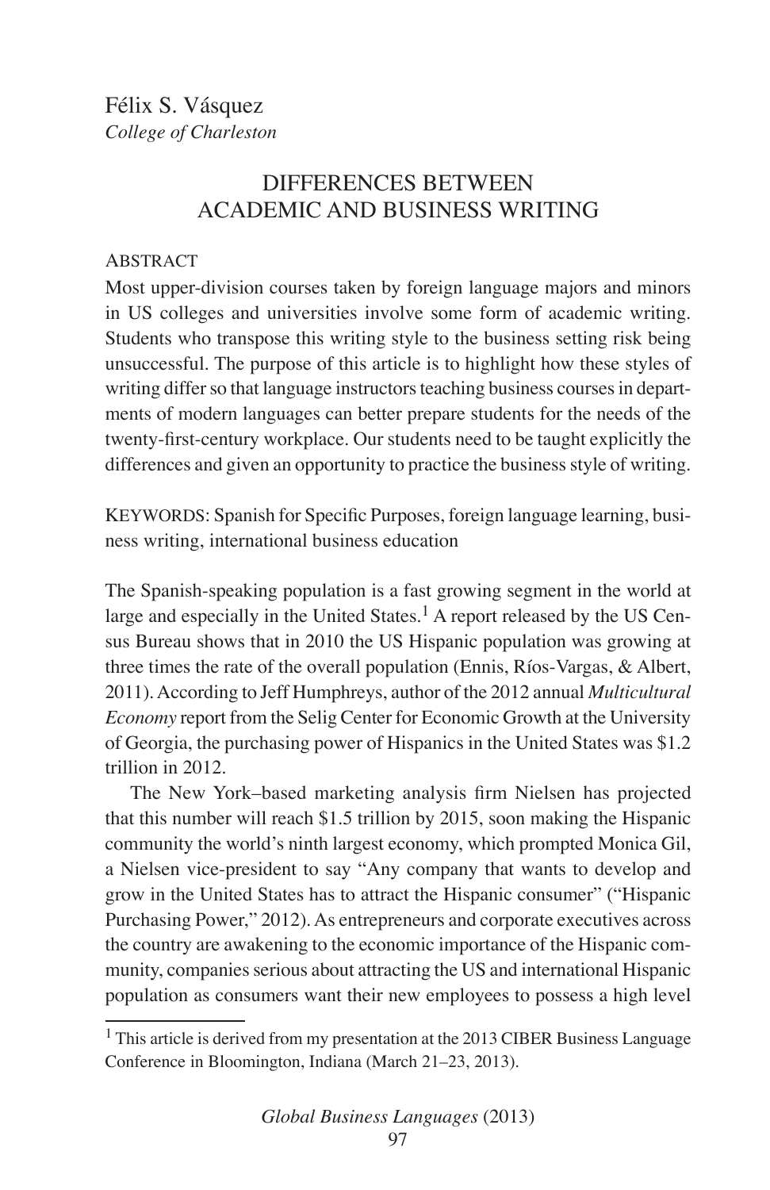Félix S. Vásquez
*College of Charleston*

# DIFFERENCES BETWEEN ACADEMIC AND BUSINESS WRITING

## ABSTRACT

Most upper-division courses taken by foreign language majors and minors in US colleges and universities involve some form of academic writing. Students who transpose this writing style to the business setting risk being unsuccessful. The purpose of this article is to highlight how these styles of writing differ so that language instructors teaching business courses in departments of modern languages can better prepare students for the needs of the twenty-first-century workplace. Our students need to be taught explicitly the differences and given an opportunity to practice the business style of writing.

KEYWORDS: Spanish for Specific Purposes, foreign language learning, business writing, international business education

The Spanish-speaking population is a fast growing segment in the world at large and especially in the United States.[1] A report released by the US Census Bureau shows that in 2010 the US Hispanic population was growing at three times the rate of the overall population (Ennis, Ríos-Vargas, & Albert, 2011). According to Jeff Humphreys, author of the 2012 annual *Multicultural Economy* report from the Selig Center for Economic Growth at the University of Georgia, the purchasing power of Hispanics in the United States was $1.2 trillion in 2012.

The New York–based marketing analysis firm Nielsen has projected that this number will reach $1.5 trillion by 2015, soon making the Hispanic community the world's ninth largest economy, which prompted Monica Gil, a Nielsen vice-president to say "Any company that wants to develop and grow in the United States has to attract the Hispanic consumer" ("Hispanic Purchasing Power," 2012). As entrepreneurs and corporate executives across the country are awakening to the economic importance of the Hispanic community, companies serious about attracting the US and international Hispanic population as consumers want their new employees to possess a high level

[1] This article is derived from my presentation at the 2013 CIBER Business Language Conference in Bloomington, Indiana (March 21–23, 2013).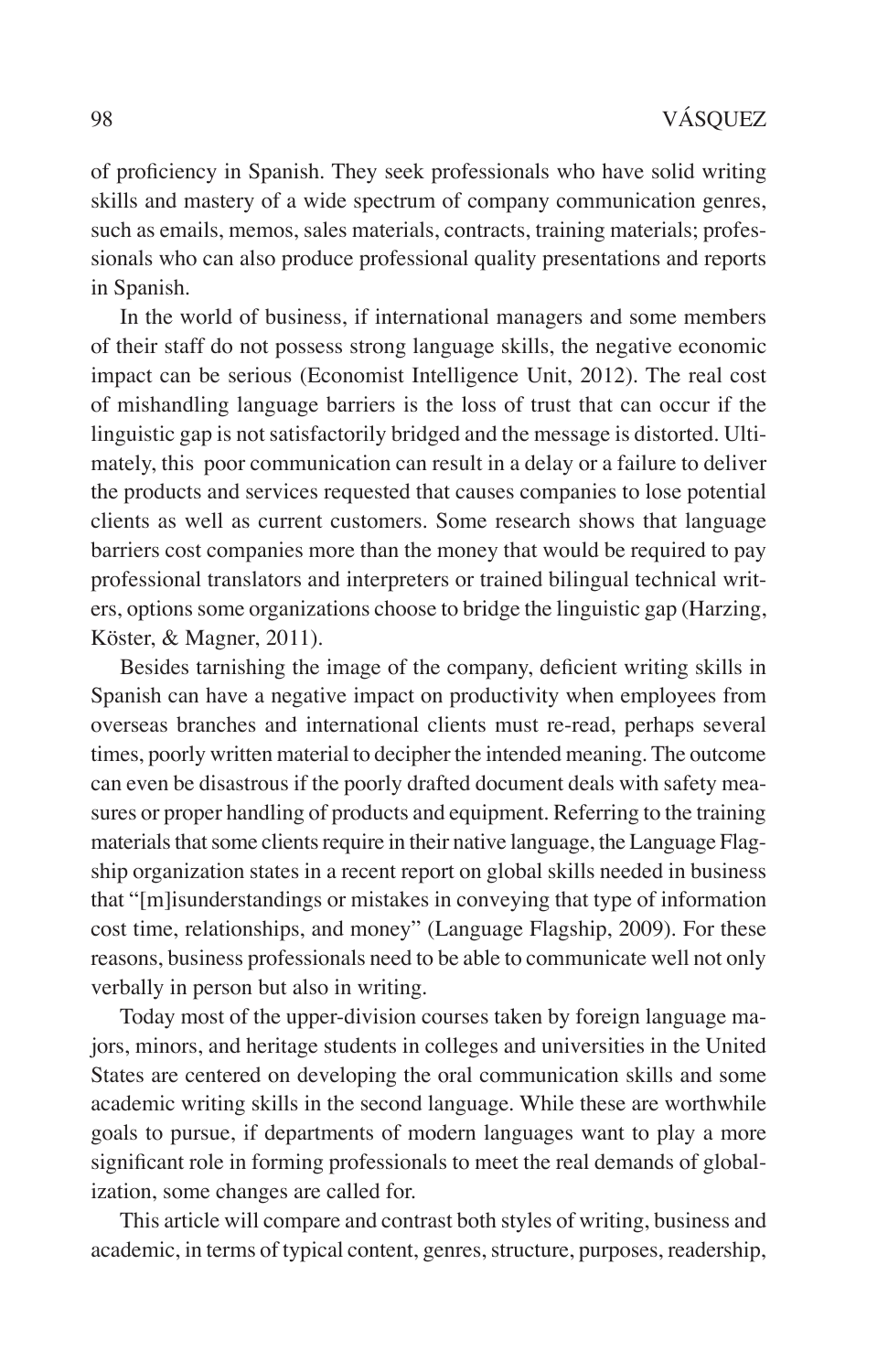of proficiency in Spanish. They seek professionals who have solid writing skills and mastery of a wide spectrum of company communication genres, such as emails, memos, sales materials, contracts, training materials; professionals who can also produce professional quality presentations and reports in Spanish.

In the world of business, if international managers and some members of their staff do not possess strong language skills, the negative economic impact can be serious (Economist Intelligence Unit, 2012). The real cost of mishandling language barriers is the loss of trust that can occur if the linguistic gap is not satisfactorily bridged and the message is distorted. Ultimately, this poor communication can result in a delay or a failure to deliver the products and services requested that causes companies to lose potential clients as well as current customers. Some research shows that language barriers cost companies more than the money that would be required to pay professional translators and interpreters or trained bilingual technical writers, options some organizations choose to bridge the linguistic gap (Harzing, Köster, & Magner, 2011).

Besides tarnishing the image of the company, deficient writing skills in Spanish can have a negative impact on productivity when employees from overseas branches and international clients must re-read, perhaps several times, poorly written material to decipher the intended meaning. The outcome can even be disastrous if the poorly drafted document deals with safety measures or proper handling of products and equipment. Referring to the training materials that some clients require in their native language, the Language Flagship organization states in a recent report on global skills needed in business that "[m]isunderstandings or mistakes in conveying that type of information cost time, relationships, and money" (Language Flagship, 2009). For these reasons, business professionals need to be able to communicate well not only verbally in person but also in writing.

Today most of the upper-division courses taken by foreign language majors, minors, and heritage students in colleges and universities in the United States are centered on developing the oral communication skills and some academic writing skills in the second language. While these are worthwhile goals to pursue, if departments of modern languages want to play a more significant role in forming professionals to meet the real demands of globalization, some changes are called for.

This article will compare and contrast both styles of writing, business and academic, in terms of typical content, genres, structure, purposes, readership,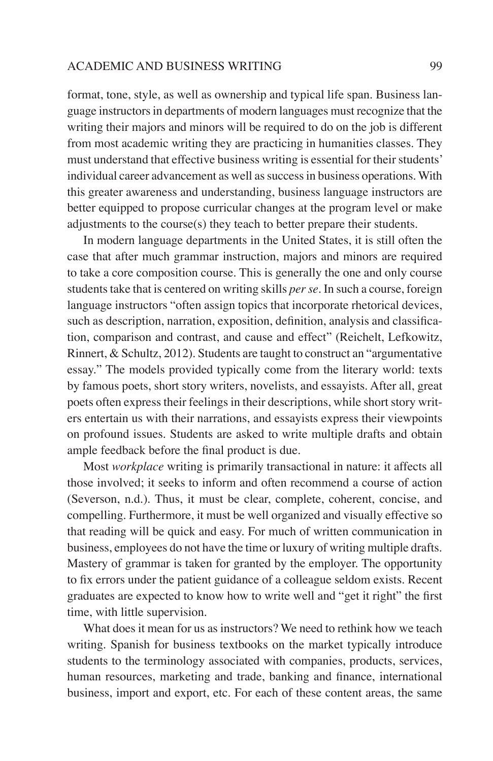format, tone, style, as well as ownership and typical life span. Business language instructors in departments of modern languages must recognize that the writing their majors and minors will be required to do on the job is different from most academic writing they are practicing in humanities classes. They must understand that effective business writing is essential for their students' individual career advancement as well as success in business operations. With this greater awareness and understanding, business language instructors are better equipped to propose curricular changes at the program level or make adjustments to the course(s) they teach to better prepare their students.

In modern language departments in the United States, it is still often the case that after much grammar instruction, majors and minors are required to take a core composition course. This is generally the one and only course students take that is centered on writing skills *per se*. In such a course, foreign language instructors "often assign topics that incorporate rhetorical devices, such as description, narration, exposition, definition, analysis and classification, comparison and contrast, and cause and effect" (Reichelt, Lefkowitz, Rinnert, & Schultz, 2012). Students are taught to construct an "argumentative essay." The models provided typically come from the literary world: texts by famous poets, short story writers, novelists, and essayists. After all, great poets often express their feelings in their descriptions, while short story writers entertain us with their narrations, and essayists express their viewpoints on profound issues. Students are asked to write multiple drafts and obtain ample feedback before the final product is due.

Most *workplace* writing is primarily transactional in nature: it affects all those involved; it seeks to inform and often recommend a course of action (Severson, n.d.). Thus, it must be clear, complete, coherent, concise, and compelling. Furthermore, it must be well organized and visually effective so that reading will be quick and easy. For much of written communication in business, employees do not have the time or luxury of writing multiple drafts. Mastery of grammar is taken for granted by the employer. The opportunity to fix errors under the patient guidance of a colleague seldom exists. Recent graduates are expected to know how to write well and "get it right" the first time, with little supervision.

What does it mean for us as instructors? We need to rethink how we teach writing. Spanish for business textbooks on the market typically introduce students to the terminology associated with companies, products, services, human resources, marketing and trade, banking and finance, international business, import and export, etc. For each of these content areas, the same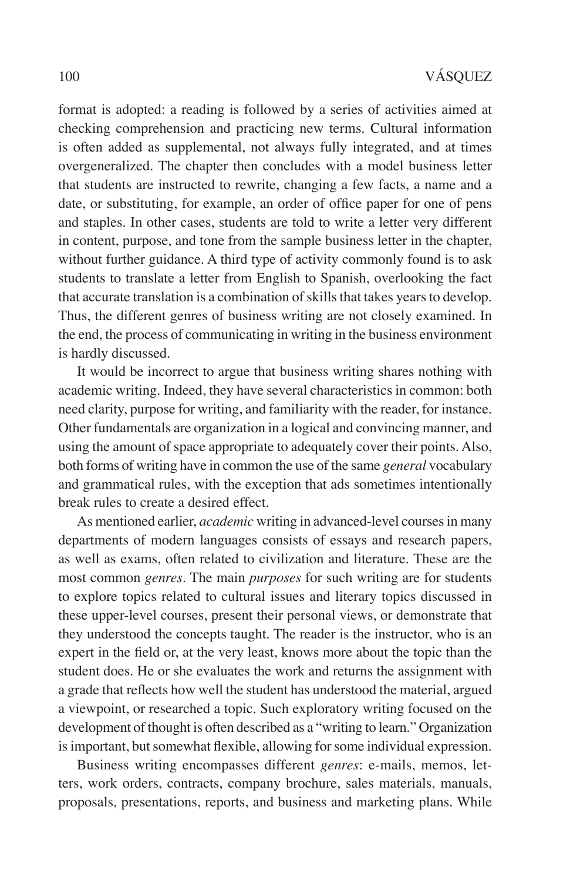format is adopted: a reading is followed by a series of activities aimed at checking comprehension and practicing new terms. Cultural information is often added as supplemental, not always fully integrated, and at times overgeneralized. The chapter then concludes with a model business letter that students are instructed to rewrite, changing a few facts, a name and a date, or substituting, for example, an order of office paper for one of pens and staples. In other cases, students are told to write a letter very different in content, purpose, and tone from the sample business letter in the chapter, without further guidance. A third type of activity commonly found is to ask students to translate a letter from English to Spanish, overlooking the fact that accurate translation is a combination of skills that takes years to develop. Thus, the different genres of business writing are not closely examined. In the end, the process of communicating in writing in the business environment is hardly discussed.

It would be incorrect to argue that business writing shares nothing with academic writing. Indeed, they have several characteristics in common: both need clarity, purpose for writing, and familiarity with the reader, for instance. Other fundamentals are organization in a logical and convincing manner, and using the amount of space appropriate to adequately cover their points. Also, both forms of writing have in common the use of the same *general* vocabulary and grammatical rules, with the exception that ads sometimes intentionally break rules to create a desired effect.

As mentioned earlier, *academic* writing in advanced-level courses in many departments of modern languages consists of essays and research papers, as well as exams, often related to civilization and literature. These are the most common *genres*. The main *purposes* for such writing are for students to explore topics related to cultural issues and literary topics discussed in these upper-level courses, present their personal views, or demonstrate that they understood the concepts taught. The reader is the instructor, who is an expert in the field or, at the very least, knows more about the topic than the student does. He or she evaluates the work and returns the assignment with a grade that reflects how well the student has understood the material, argued a viewpoint, or researched a topic. Such exploratory writing focused on the development of thought is often described as a "writing to learn." Organization is important, but somewhat flexible, allowing for some individual expression.

Business writing encompasses different *genres*: e-mails, memos, letters, work orders, contracts, company brochure, sales materials, manuals, proposals, presentations, reports, and business and marketing plans. While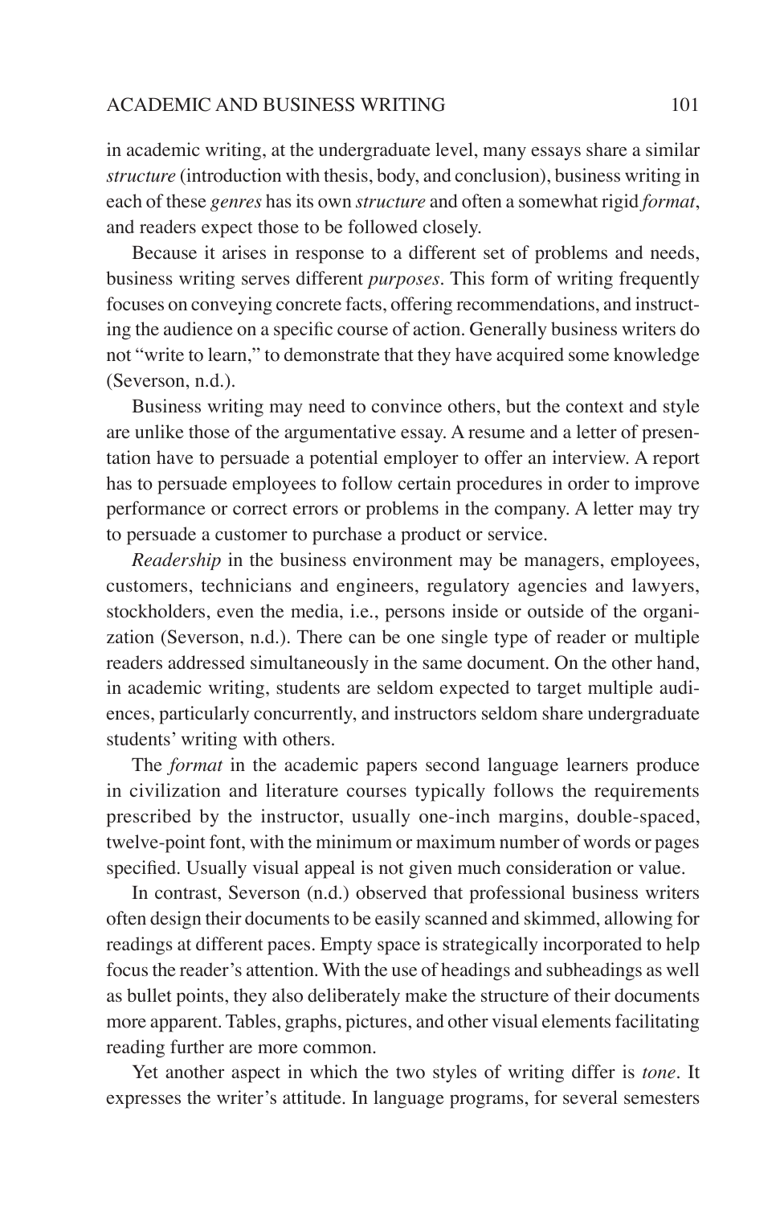in academic writing, at the undergraduate level, many essays share a similar *structure* (introduction with thesis, body, and conclusion), business writing in each of these *genres* has its own *structure* and often a somewhat rigid *format*, and readers expect those to be followed closely.

Because it arises in response to a different set of problems and needs, business writing serves different *purposes*. This form of writing frequently focuses on conveying concrete facts, offering recommendations, and instructing the audience on a specific course of action. Generally business writers do not "write to learn," to demonstrate that they have acquired some knowledge (Severson, n.d.).

Business writing may need to convince others, but the context and style are unlike those of the argumentative essay. A resume and a letter of presentation have to persuade a potential employer to offer an interview. A report has to persuade employees to follow certain procedures in order to improve performance or correct errors or problems in the company. A letter may try to persuade a customer to purchase a product or service.

*Readership* in the business environment may be managers, employees, customers, technicians and engineers, regulatory agencies and lawyers, stockholders, even the media, i.e., persons inside or outside of the organization (Severson, n.d.). There can be one single type of reader or multiple readers addressed simultaneously in the same document. On the other hand, in academic writing, students are seldom expected to target multiple audiences, particularly concurrently, and instructors seldom share undergraduate students' writing with others.

The *format* in the academic papers second language learners produce in civilization and literature courses typically follows the requirements prescribed by the instructor, usually one-inch margins, double-spaced, twelve-point font, with the minimum or maximum number of words or pages specified. Usually visual appeal is not given much consideration or value.

In contrast, Severson (n.d.) observed that professional business writers often design their documents to be easily scanned and skimmed, allowing for readings at different paces. Empty space is strategically incorporated to help focus the reader's attention. With the use of headings and subheadings as well as bullet points, they also deliberately make the structure of their documents more apparent. Tables, graphs, pictures, and other visual elements facilitating reading further are more common.

Yet another aspect in which the two styles of writing differ is *tone*. It expresses the writer's attitude. In language programs, for several semesters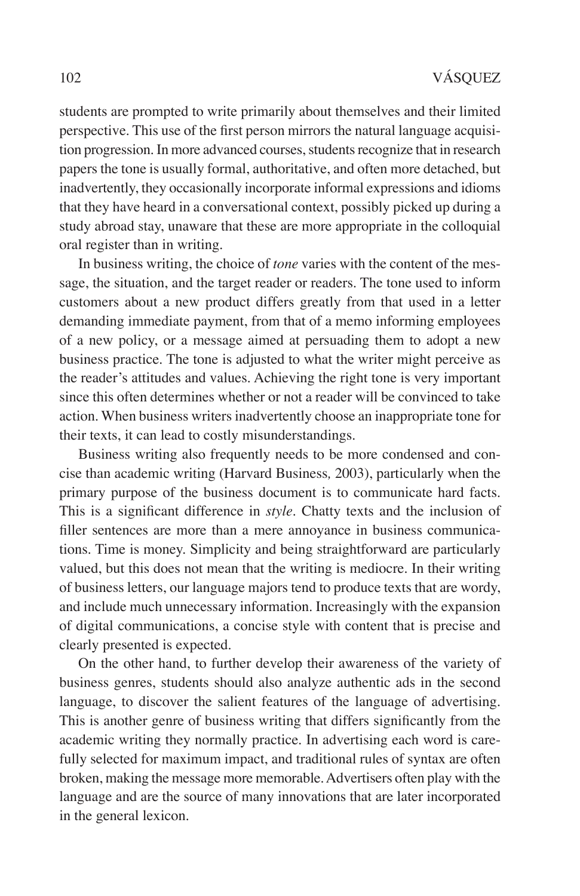students are prompted to write primarily about themselves and their limited perspective. This use of the first person mirrors the natural language acquisition progression. In more advanced courses, students recognize that in research papers the tone is usually formal, authoritative, and often more detached, but inadvertently, they occasionally incorporate informal expressions and idioms that they have heard in a conversational context, possibly picked up during a study abroad stay, unaware that these are more appropriate in the colloquial oral register than in writing.

In business writing, the choice of *tone* varies with the content of the message, the situation, and the target reader or readers. The tone used to inform customers about a new product differs greatly from that used in a letter demanding immediate payment, from that of a memo informing employees of a new policy, or a message aimed at persuading them to adopt a new business practice. The tone is adjusted to what the writer might perceive as the reader's attitudes and values. Achieving the right tone is very important since this often determines whether or not a reader will be convinced to take action. When business writers inadvertently choose an inappropriate tone for their texts, it can lead to costly misunderstandings.

Business writing also frequently needs to be more condensed and concise than academic writing (Harvard Business*,* 2003), particularly when the primary purpose of the business document is to communicate hard facts. This is a significant difference in *style*. Chatty texts and the inclusion of filler sentences are more than a mere annoyance in business communications. Time is money. Simplicity and being straightforward are particularly valued, but this does not mean that the writing is mediocre. In their writing of business letters, our language majors tend to produce texts that are wordy, and include much unnecessary information. Increasingly with the expansion of digital communications, a concise style with content that is precise and clearly presented is expected.

On the other hand, to further develop their awareness of the variety of business genres, students should also analyze authentic ads in the second language, to discover the salient features of the language of advertising. This is another genre of business writing that differs significantly from the academic writing they normally practice. In advertising each word is carefully selected for maximum impact, and traditional rules of syntax are often broken, making the message more memorable. Advertisers often play with the language and are the source of many innovations that are later incorporated in the general lexicon.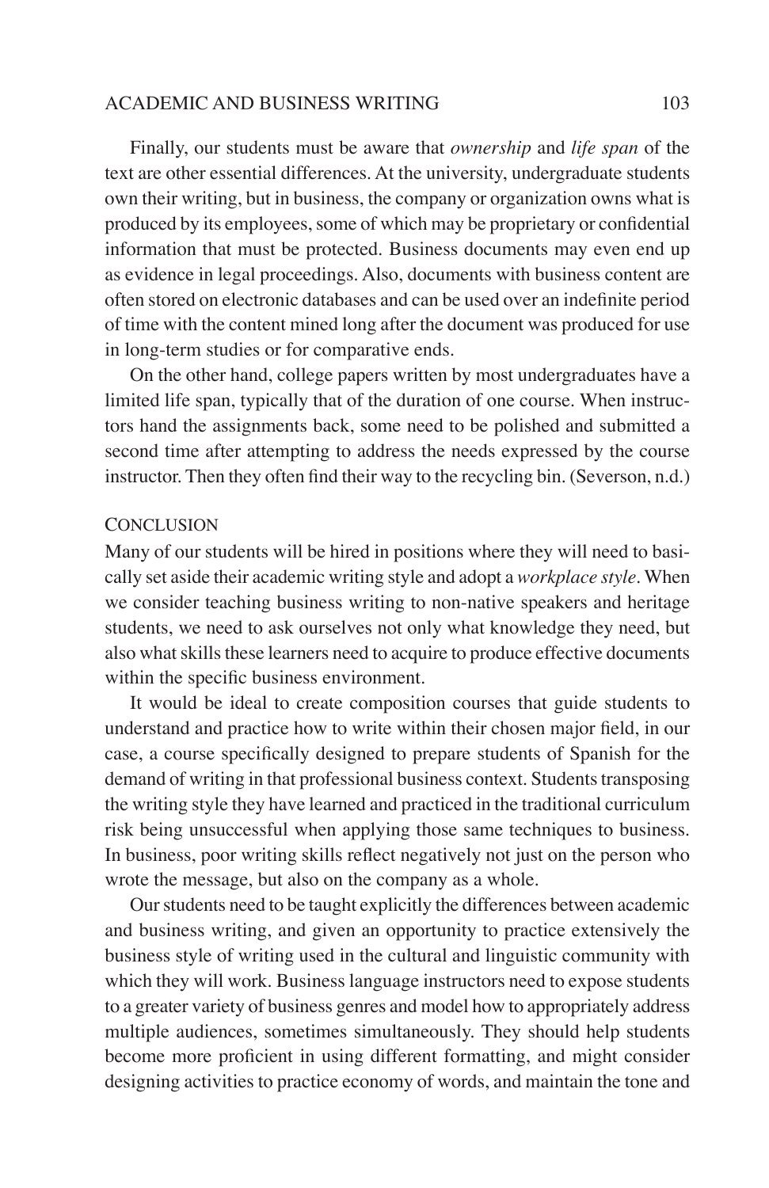Finally, our students must be aware that *ownership* and *life span* of the text are other essential differences. At the university, undergraduate students own their writing, but in business, the company or organization owns what is produced by its employees, some of which may be proprietary or confidential information that must be protected. Business documents may even end up as evidence in legal proceedings. Also, documents with business content are often stored on electronic databases and can be used over an indefinite period of time with the content mined long after the document was produced for use in long-term studies or for comparative ends.

On the other hand, college papers written by most undergraduates have a limited life span, typically that of the duration of one course. When instructors hand the assignments back, some need to be polished and submitted a second time after attempting to address the needs expressed by the course instructor. Then they often find their way to the recycling bin. (Severson, n.d.)

## CONCLUSION

Many of our students will be hired in positions where they will need to basically set aside their academic writing style and adopt a *workplace style*. When we consider teaching business writing to non-native speakers and heritage students, we need to ask ourselves not only what knowledge they need, but also what skills these learners need to acquire to produce effective documents within the specific business environment.

It would be ideal to create composition courses that guide students to understand and practice how to write within their chosen major field, in our case, a course specifically designed to prepare students of Spanish for the demand of writing in that professional business context. Students transposing the writing style they have learned and practiced in the traditional curriculum risk being unsuccessful when applying those same techniques to business. In business, poor writing skills reflect negatively not just on the person who wrote the message, but also on the company as a whole.

Our students need to be taught explicitly the differences between academic and business writing, and given an opportunity to practice extensively the business style of writing used in the cultural and linguistic community with which they will work. Business language instructors need to expose students to a greater variety of business genres and model how to appropriately address multiple audiences, sometimes simultaneously. They should help students become more proficient in using different formatting, and might consider designing activities to practice economy of words, and maintain the tone and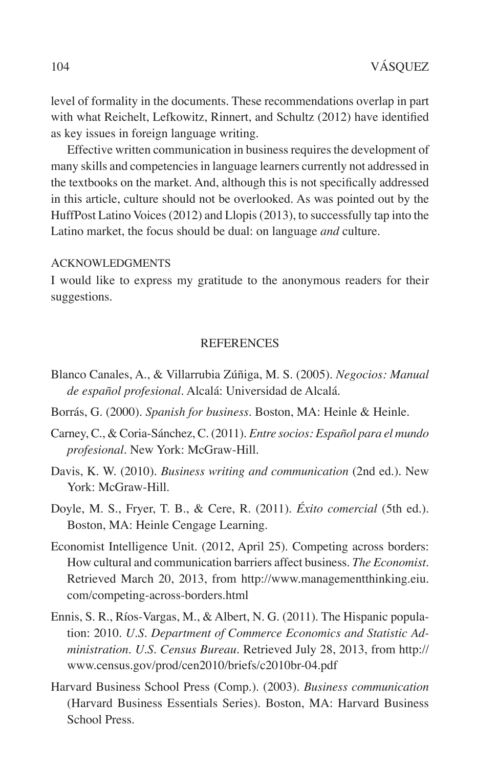level of formality in the documents. These recommendations overlap in part with what Reichelt, Lefkowitz, Rinnert, and Schultz (2012) have identified as key issues in foreign language writing.

Effective written communication in business requires the development of many skills and competencies in language learners currently not addressed in the textbooks on the market. And, although this is not specifically addressed in this article, culture should not be overlooked. As was pointed out by the HuffPost Latino Voices (2012) and Llopis (2013), to successfully tap into the Latino market, the focus should be dual: on language *and* culture.

## ACKNOWLEDGMENTS

I would like to express my gratitude to the anonymous readers for their suggestions.

## REFERENCES

Blanco Canales, A., & Villarrubia Zúñiga, M. S. (2005). *Negocios: Manual de español profesional*. Alcalá: Universidad de Alcalá.

Borrás, G. (2000). *Spanish for business*. Boston, MA: Heinle & Heinle.

Carney, C., & Coria-Sánchez, C. (2011). *Entre socios: Español para el mundo profesional*. New York: McGraw-Hill.

Davis, K. W. (2010). *Business writing and communication* (2nd ed.). New York: McGraw-Hill.

Doyle, M. S., Fryer, T. B., & Cere, R. (2011). *Éxito comercial* (5th ed.). Boston, MA: Heinle Cengage Learning.

Economist Intelligence Unit. (2012, April 25). Competing across borders: How cultural and communication barriers affect business. *The Economist*. Retrieved March 20, 2013, from http://www.managementthinking.eiu.com/competing-across-borders.html

Ennis, S. R., Ríos-Vargas, M., & Albert, N. G. (2011). The Hispanic population: 2010. *U.S. Department of Commerce Economics and Statistic Administration. U.S. Census Bureau*. Retrieved July 28, 2013, from http://www.census.gov/prod/cen2010/briefs/c2010br-04.pdf

Harvard Business School Press (Comp.). (2003). *Business communication* (Harvard Business Essentials Series). Boston, MA: Harvard Business School Press.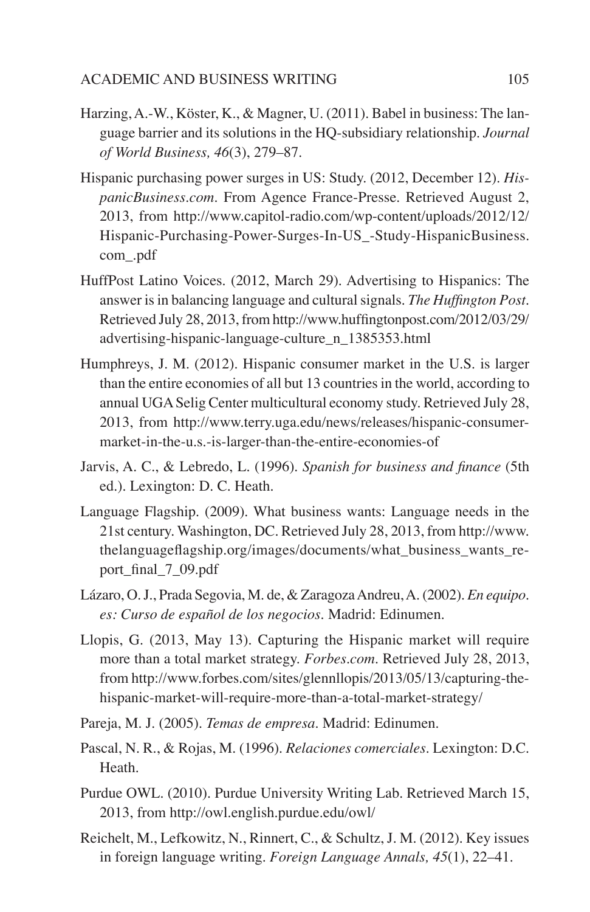Harzing, A.-W., Köster, K., & Magner, U. (2011). Babel in business: The language barrier and its solutions in the HQ-subsidiary relationship. *Journal of World Business, 46*(3), 279–87.

Hispanic purchasing power surges in US: Study. (2012, December 12). *HispanicBusiness.com*. From Agence France-Presse. Retrieved August 2, 2013, from http://www.capitol-radio.com/wp-content/uploads/2012/12/Hispanic-Purchasing-Power-Surges-In-US_-Study-HispanicBusiness.com_.pdf

HuffPost Latino Voices. (2012, March 29). Advertising to Hispanics: The answer is in balancing language and cultural signals. *The Huffington Post*. Retrieved July 28, 2013, from http://www.huffingtonpost.com/2012/03/29/advertising-hispanic-language-culture_n_1385353.html

Humphreys, J. M. (2012). Hispanic consumer market in the U.S. is larger than the entire economies of all but 13 countries in the world, according to annual UGA Selig Center multicultural economy study. Retrieved July 28, 2013, from http://www.terry.uga.edu/news/releases/hispanic-consumer-market-in-the-u.s.-is-larger-than-the-entire-economies-of

Jarvis, A. C., & Lebredo, L. (1996). *Spanish for business and finance* (5th ed.). Lexington: D. C. Heath.

Language Flagship. (2009). What business wants: Language needs in the 21st century. Washington, DC. Retrieved July 28, 2013, from http://www.thelanguageflagship.org/images/documents/what_business_wants_report_final_7_09.pdf

Lázaro, O. J., Prada Segovia, M. de, & Zaragoza Andreu, A. (2002). *En equipo.es: Curso de español de los negocios*. Madrid: Edinumen.

Llopis, G. (2013, May 13). Capturing the Hispanic market will require more than a total market strategy. *Forbes.com*. Retrieved July 28, 2013, from http://www.forbes.com/sites/glennllopis/2013/05/13/capturing-the-hispanic-market-will-require-more-than-a-total-market-strategy/

Pareja, M. J. (2005). *Temas de empresa*. Madrid: Edinumen.

Pascal, N. R., & Rojas, M. (1996). *Relaciones comerciales*. Lexington: D.C. Heath.

Purdue OWL. (2010). Purdue University Writing Lab. Retrieved March 15, 2013, from http://owl.english.purdue.edu/owl/

Reichelt, M., Lefkowitz, N., Rinnert, C., & Schultz, J. M. (2012). Key issues in foreign language writing. *Foreign Language Annals, 45*(1), 22–41.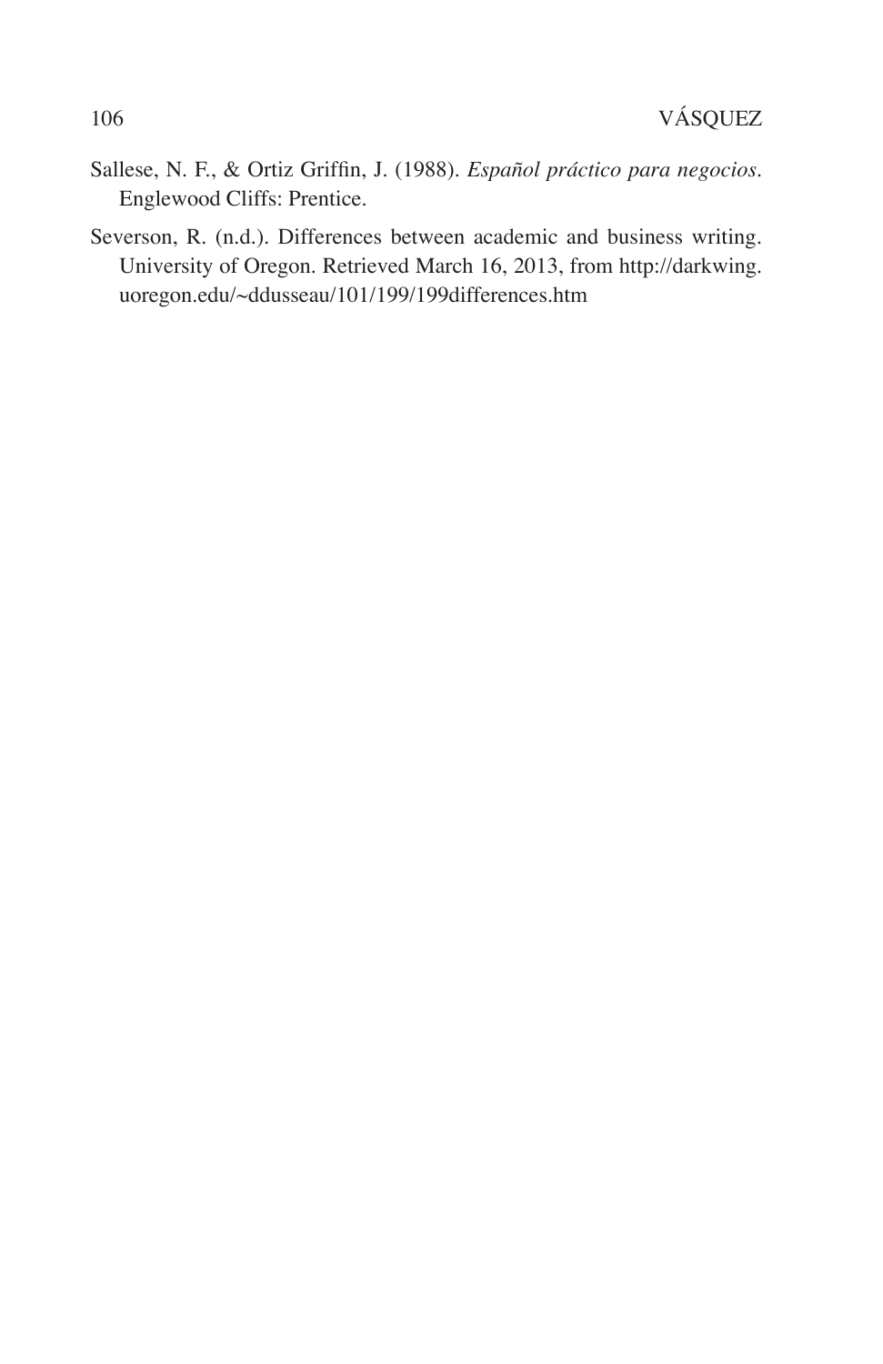Sallese, N. F., & Ortiz Griffin, J. (1988). *Español práctico para negocios*. Englewood Cliffs: Prentice.

Severson, R. (n.d.). Differences between academic and business writing. University of Oregon. Retrieved March 16, 2013, from http://darkwing.uoregon.edu/~ddusseau/101/199/199differences.htm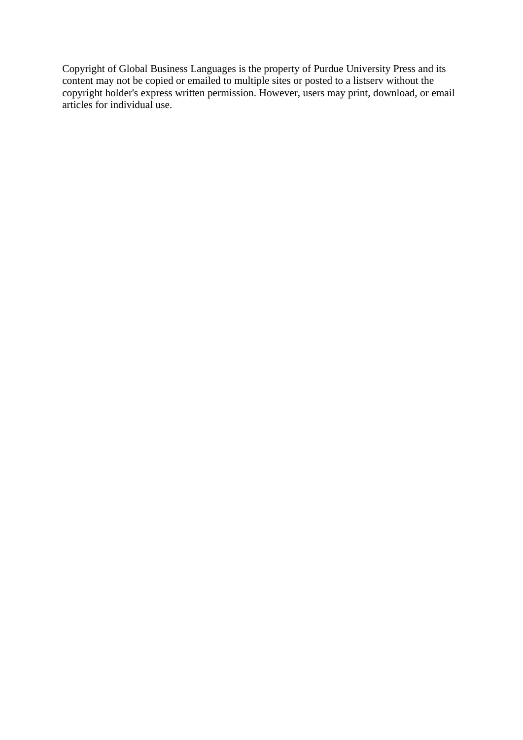Copyright of Global Business Languages is the property of Purdue University Press and its content may not be copied or emailed to multiple sites or posted to a listserv without the copyright holder's express written permission. However, users may print, download, or email articles for individual use.